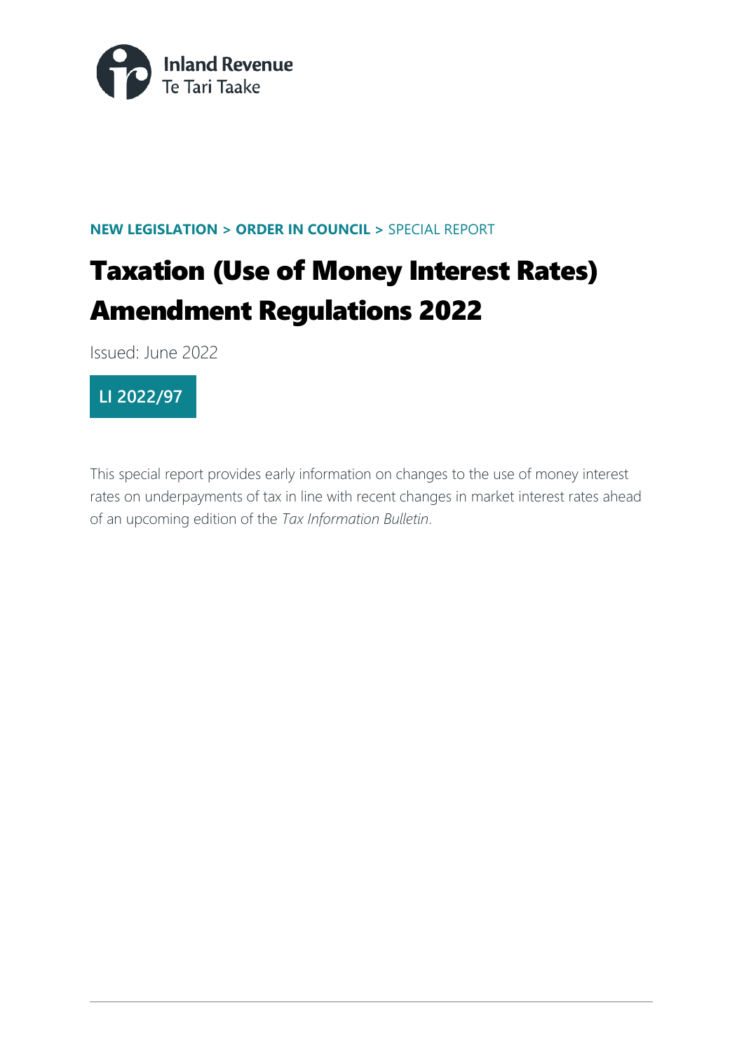Inland Revenue
Te Tari Taake

**NEW LEGISLATION > ORDER IN COUNCIL >** SPECIAL REPORT

# Taxation (Use of Money Interest Rates) Amendment Regulations 2022

Issued: June 2022

**LI 2022/97**

This special report provides early information on changes to the use of money interest rates on underpayments of tax in line with recent changes in market interest rates ahead of an upcoming edition of the *Tax Information Bulletin*.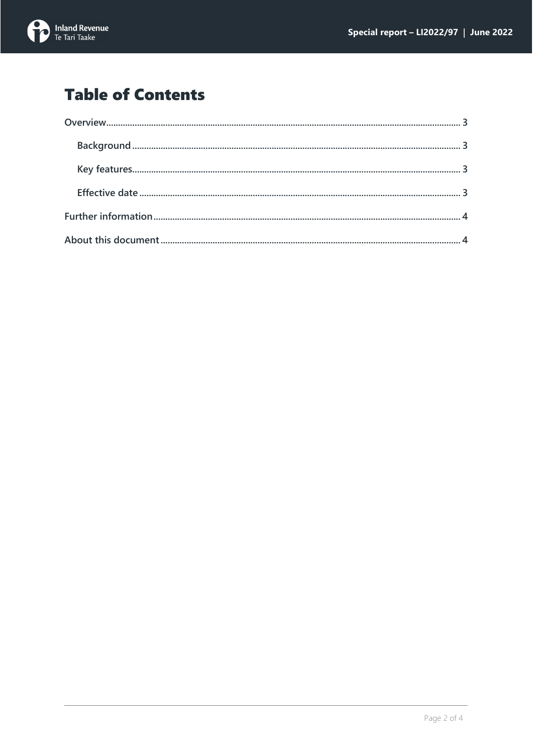# Table of Contents

Overview ... 3

- Background ... 3
- Key features ... 3
- Effective date ... 3

Further information ... 4

About this document ... 4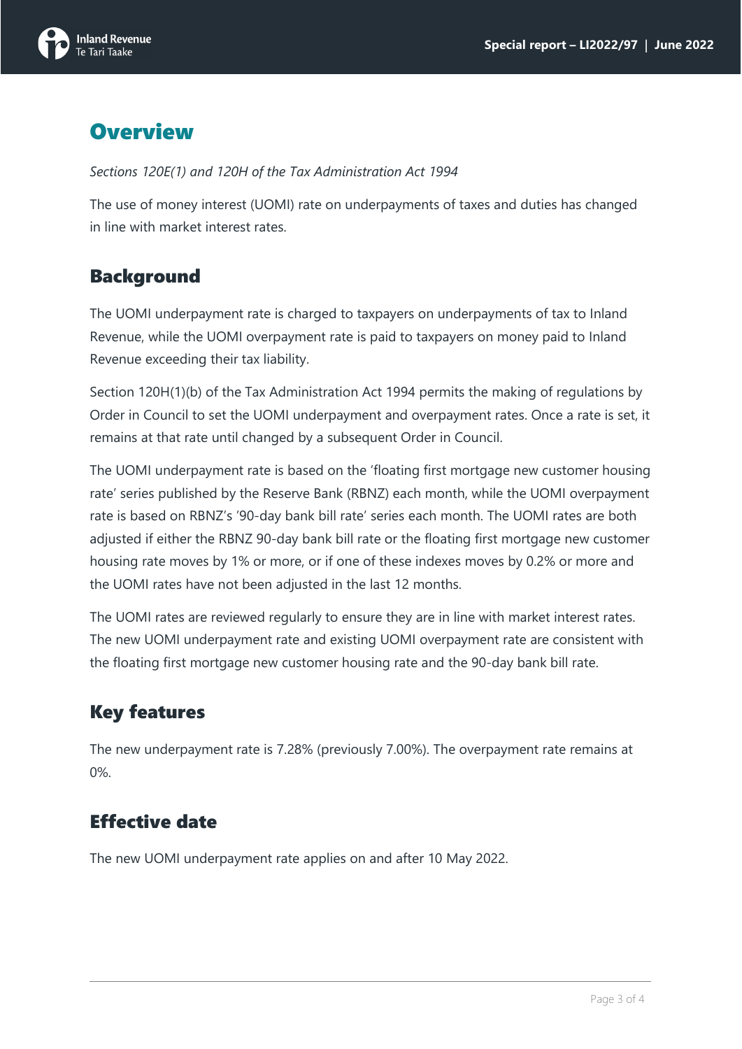# Overview

*Sections 120E(1) and 120H of the Tax Administration Act 1994*

The use of money interest (UOMI) rate on underpayments of taxes and duties has changed in line with market interest rates.

## Background

The UOMI underpayment rate is charged to taxpayers on underpayments of tax to Inland Revenue, while the UOMI overpayment rate is paid to taxpayers on money paid to Inland Revenue exceeding their tax liability.

Section 120H(1)(b) of the Tax Administration Act 1994 permits the making of regulations by Order in Council to set the UOMI underpayment and overpayment rates. Once a rate is set, it remains at that rate until changed by a subsequent Order in Council.

The UOMI underpayment rate is based on the 'floating first mortgage new customer housing rate' series published by the Reserve Bank (RBNZ) each month, while the UOMI overpayment rate is based on RBNZ's '90-day bank bill rate' series each month. The UOMI rates are both adjusted if either the RBNZ 90-day bank bill rate or the floating first mortgage new customer housing rate moves by 1% or more, or if one of these indexes moves by 0.2% or more and the UOMI rates have not been adjusted in the last 12 months.

The UOMI rates are reviewed regularly to ensure they are in line with market interest rates. The new UOMI underpayment rate and existing UOMI overpayment rate are consistent with the floating first mortgage new customer housing rate and the 90-day bank bill rate.

## Key features

The new underpayment rate is 7.28% (previously 7.00%). The overpayment rate remains at 0%.

## Effective date

The new UOMI underpayment rate applies on and after 10 May 2022.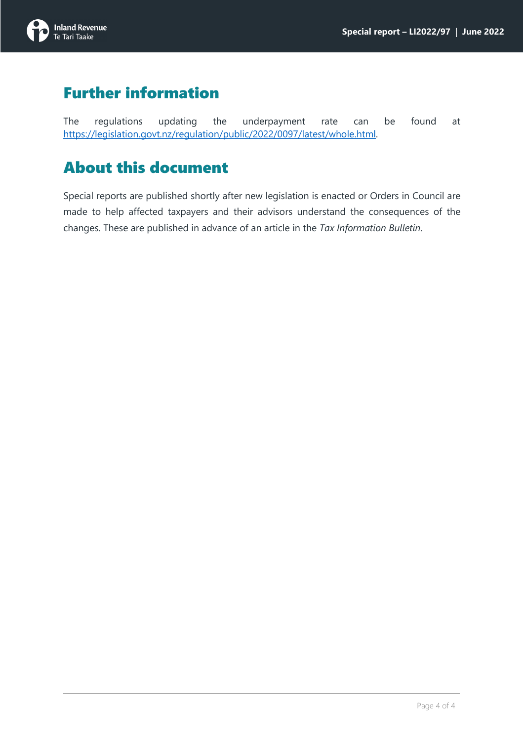## Further information

The regulations updating the underpayment rate can be found at https://legislation.govt.nz/regulation/public/2022/0097/latest/whole.html.

## About this document

Special reports are published shortly after new legislation is enacted or Orders in Council are made to help affected taxpayers and their advisors understand the consequences of the changes. These are published in advance of an article in the *Tax Information Bulletin*.